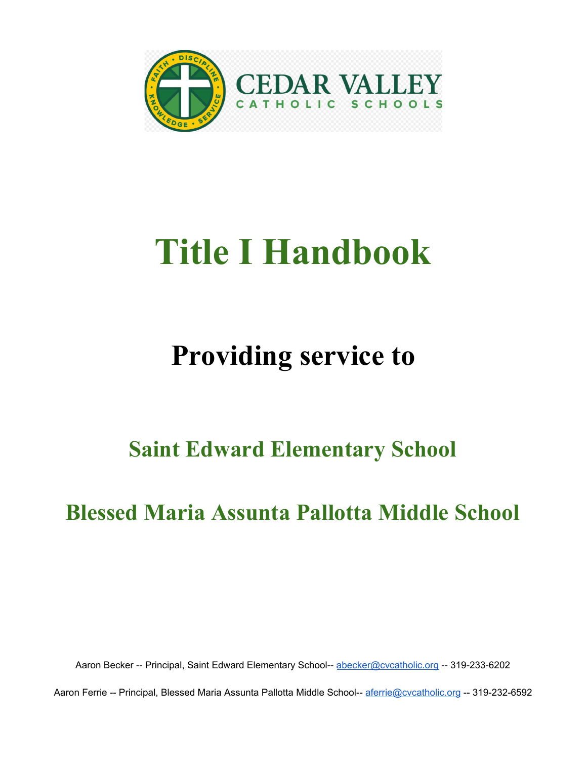# Title I Handbook

## Providing service to

## Saint Edward Elementary School

## Blessed Maria Assunta Pallotta Middle School

Aaron Becker -- Principal, Saint Edward Elementary School-- abecker@cvcatholic.org -- 319-233-6202

Aaron Ferrie -- Principal, Blessed Maria Assunta Pallotta Middle School-- aferrie@cvcatholic.org -- 319-232-6592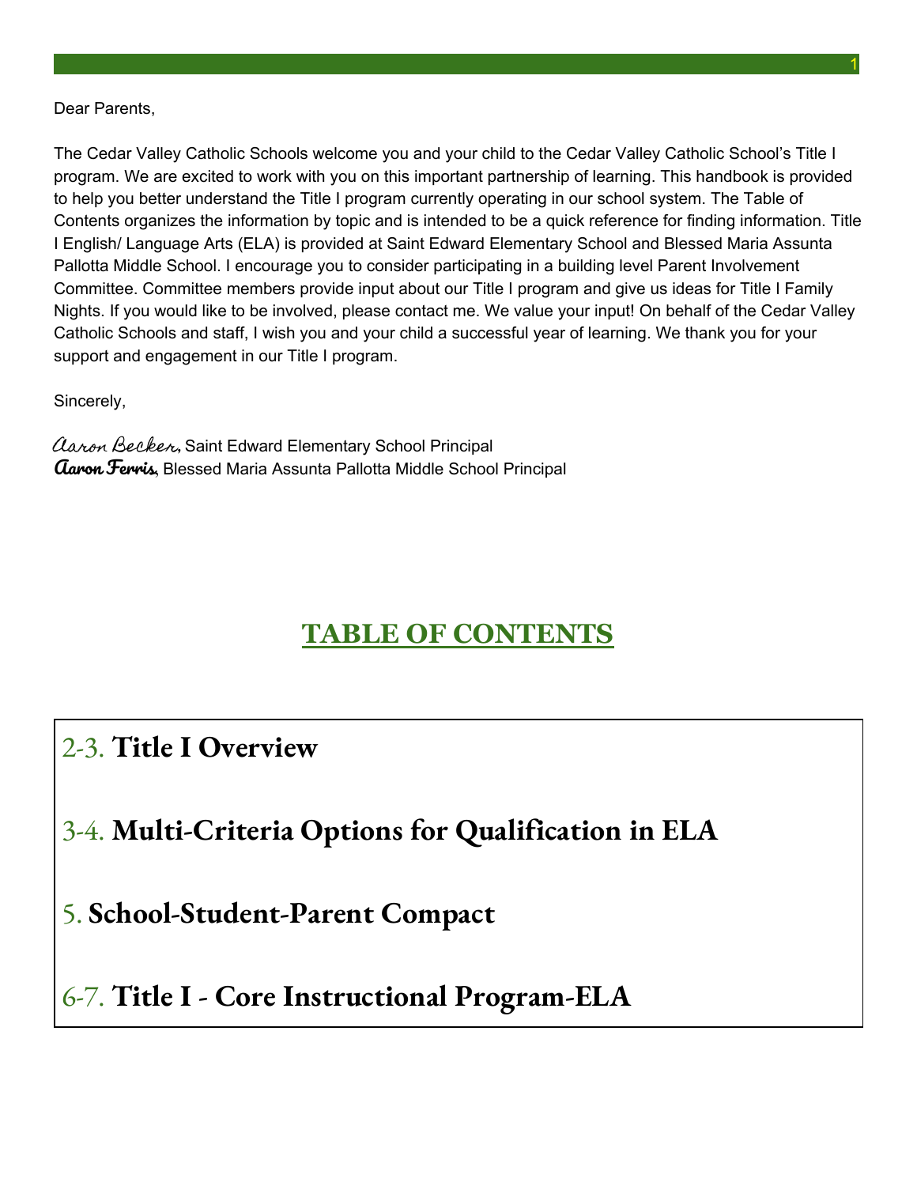Dear Parents,

The Cedar Valley Catholic Schools welcome you and your child to the Cedar Valley Catholic School's Title I program. We are excited to work with you on this important partnership of learning. This handbook is provided to help you better understand the Title I program currently operating in our school system. The Table of Contents organizes the information by topic and is intended to be a quick reference for finding information. Title I English/ Language Arts (ELA) is provided at Saint Edward Elementary School and Blessed Maria Assunta Pallotta Middle School. I encourage you to consider participating in a building level Parent Involvement Committee. Committee members provide input about our Title I program and give us ideas for Title I Family Nights. If you would like to be involved, please contact me. We value your input! On behalf of the Cedar Valley Catholic Schools and staff, I wish you and your child a successful year of learning. We thank you for your support and engagement in our Title I program.

Sincerely,

*Aaron Becker*, Saint Edward Elementary School Principal
**Aaron Ferris**, Blessed Maria Assunta Pallotta Middle School Principal

## TABLE OF CONTENTS

- 2-3. **Title I Overview**
- 3-4. **Multi-Criteria Options for Qualification in ELA**
- 5. **School-Student-Parent Compact**
- 6-7. **Title I - Core Instructional Program-ELA**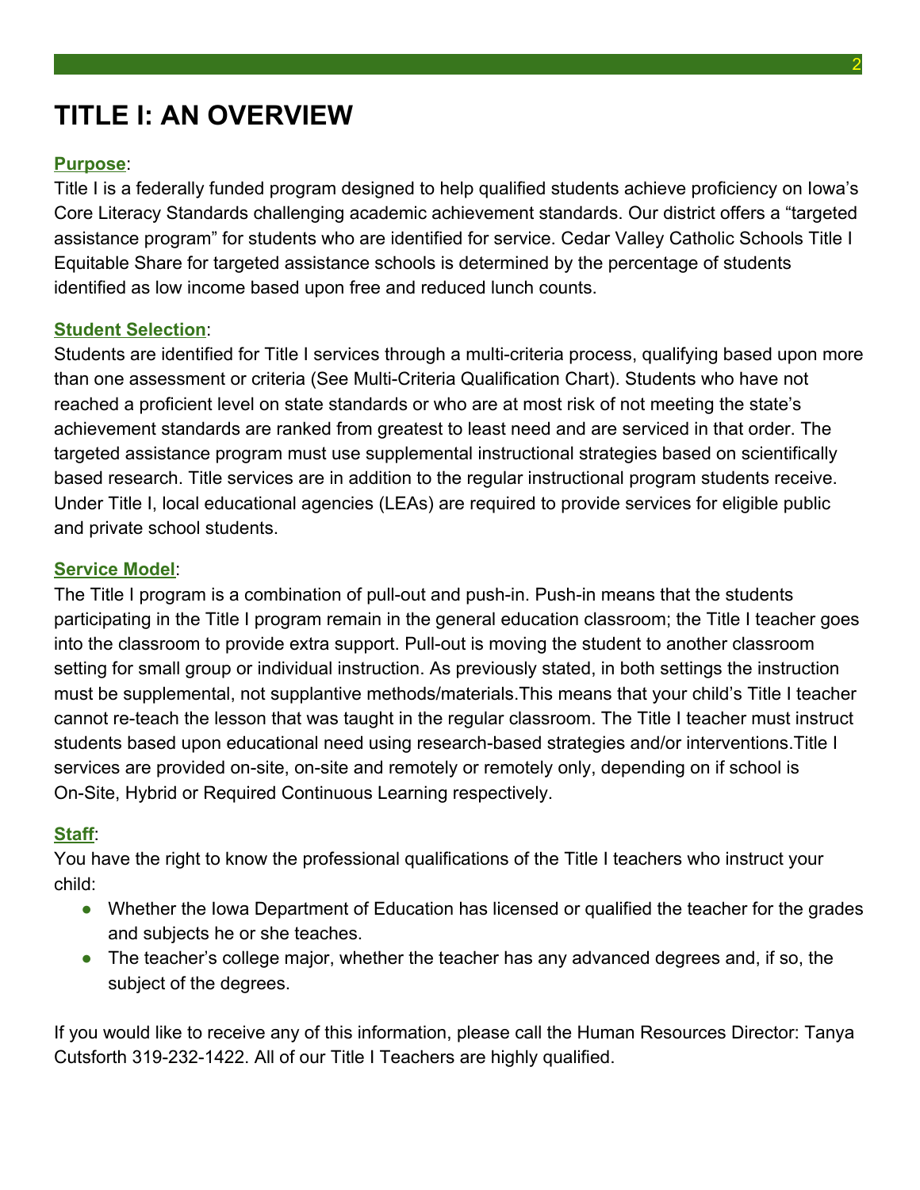# TITLE I: AN OVERVIEW

**Purpose**:

Title I is a federally funded program designed to help qualified students achieve proficiency on Iowa's Core Literacy Standards challenging academic achievement standards. Our district offers a "targeted assistance program" for students who are identified for service. Cedar Valley Catholic Schools Title I Equitable Share for targeted assistance schools is determined by the percentage of students identified as low income based upon free and reduced lunch counts.

**Student Selection**:

Students are identified for Title I services through a multi-criteria process, qualifying based upon more than one assessment or criteria (See Multi-Criteria Qualification Chart). Students who have not reached a proficient level on state standards or who are at most risk of not meeting the state's achievement standards are ranked from greatest to least need and are serviced in that order. The targeted assistance program must use supplemental instructional strategies based on scientifically based research. Title services are in addition to the regular instructional program students receive. Under Title I, local educational agencies (LEAs) are required to provide services for eligible public and private school students.

**Service Model**:

The Title I program is a combination of pull-out and push-in. Push-in means that the students participating in the Title I program remain in the general education classroom; the Title I teacher goes into the classroom to provide extra support. Pull-out is moving the student to another classroom setting for small group or individual instruction. As previously stated, in both settings the instruction must be supplemental, not supplantive methods/materials.This means that your child's Title I teacher cannot re-teach the lesson that was taught in the regular classroom. The Title I teacher must instruct students based upon educational need using research-based strategies and/or interventions.Title I services are provided on-site, on-site and remotely or remotely only, depending on if school is On-Site, Hybrid or Required Continuous Learning respectively.

**Staff**:

You have the right to know the professional qualifications of the Title I teachers who instruct your child:

- Whether the Iowa Department of Education has licensed or qualified the teacher for the grades and subjects he or she teaches.
- The teacher's college major, whether the teacher has any advanced degrees and, if so, the subject of the degrees.

If you would like to receive any of this information, please call the Human Resources Director: Tanya Cutsforth 319-232-1422. All of our Title I Teachers are highly qualified.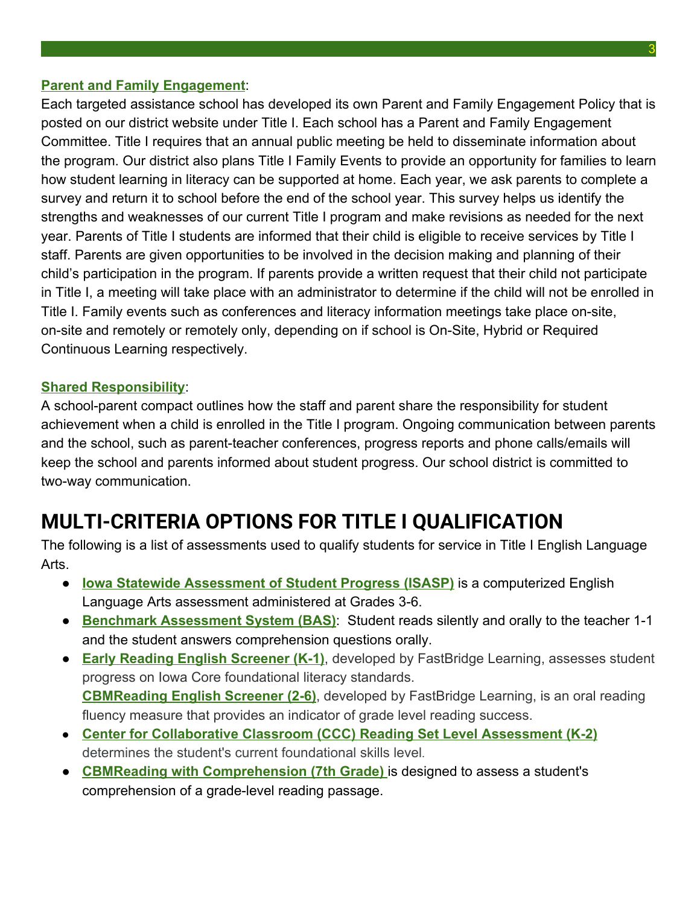**Parent and Family Engagement**:

Each targeted assistance school has developed its own Parent and Family Engagement Policy that is posted on our district website under Title I. Each school has a Parent and Family Engagement Committee. Title I requires that an annual public meeting be held to disseminate information about the program. Our district also plans Title I Family Events to provide an opportunity for families to learn how student learning in literacy can be supported at home. Each year, we ask parents to complete a survey and return it to school before the end of the school year. This survey helps us identify the strengths and weaknesses of our current Title I program and make revisions as needed for the next year. Parents of Title I students are informed that their child is eligible to receive services by Title I staff. Parents are given opportunities to be involved in the decision making and planning of their child's participation in the program. If parents provide a written request that their child not participate in Title I, a meeting will take place with an administrator to determine if the child will not be enrolled in Title I. Family events such as conferences and literacy information meetings take place on-site, on-site and remotely or remotely only, depending on if school is On-Site, Hybrid or Required Continuous Learning respectively.

**Shared Responsibility**:

A school-parent compact outlines how the staff and parent share the responsibility for student achievement when a child is enrolled in the Title I program. Ongoing communication between parents and the school, such as parent-teacher conferences, progress reports and phone calls/emails will keep the school and parents informed about student progress. Our school district is committed to two-way communication.

# MULTI-CRITERIA OPTIONS FOR TITLE I QUALIFICATION

The following is a list of assessments used to qualify students for service in Title I English Language Arts.

- **Iowa Statewide Assessment of Student Progress (ISASP)** is a computerized English Language Arts assessment administered at Grades 3-6.
- **Benchmark Assessment System (BAS)**: Student reads silently and orally to the teacher 1-1 and the student answers comprehension questions orally.
- **Early Reading English Screener (K-1)**, developed by FastBridge Learning, assesses student progress on Iowa Core foundational literacy standards.
  **CBMReading English Screener (2-6)**, developed by FastBridge Learning, is an oral reading fluency measure that provides an indicator of grade level reading success.
- **Center for Collaborative Classroom (CCC) Reading Set Level Assessment (K-2)** determines the student's current foundational skills level.
- **CBMReading with Comprehension (7th Grade)** is designed to assess a student's comprehension of a grade-level reading passage.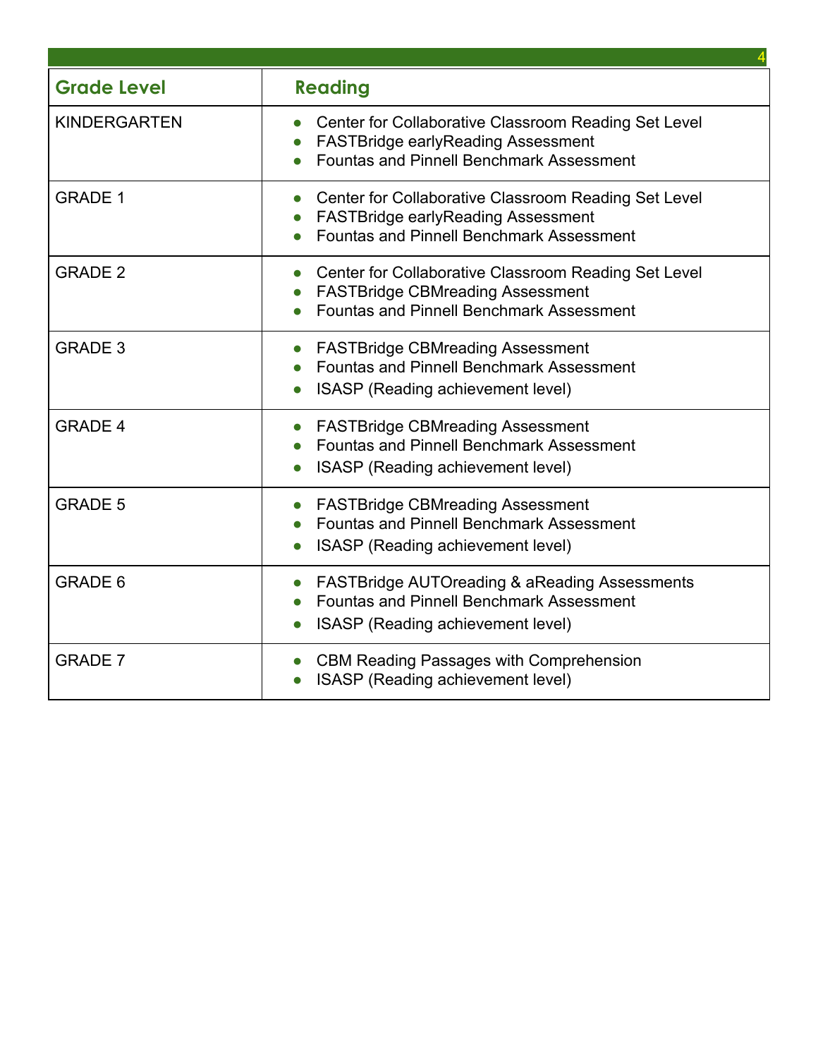| Grade Level | Reading |
| --- | --- |
| KINDERGARTEN | • Center for Collaborative Classroom Reading Set Level<br>• FASTBridge earlyReading Assessment<br>• Fountas and Pinnell Benchmark Assessment |
| GRADE 1 | • Center for Collaborative Classroom Reading Set Level<br>• FASTBridge earlyReading Assessment<br>• Fountas and Pinnell Benchmark Assessment |
| GRADE 2 | • Center for Collaborative Classroom Reading Set Level<br>• FASTBridge CBMreading Assessment<br>• Fountas and Pinnell Benchmark Assessment |
| GRADE 3 | • FASTBridge CBMreading Assessment<br>• Fountas and Pinnell Benchmark Assessment<br>• ISASP (Reading achievement level) |
| GRADE 4 | • FASTBridge CBMreading Assessment<br>• Fountas and Pinnell Benchmark Assessment<br>• ISASP (Reading achievement level) |
| GRADE 5 | • FASTBridge CBMreading Assessment<br>• Fountas and Pinnell Benchmark Assessment<br>• ISASP (Reading achievement level) |
| GRADE 6 | • FASTBridge AUTOreading & aReading Assessments<br>• Fountas and Pinnell Benchmark Assessment<br>• ISASP (Reading achievement level) |
| GRADE 7 | • CBM Reading Passages with Comprehension<br>• ISASP (Reading achievement level) |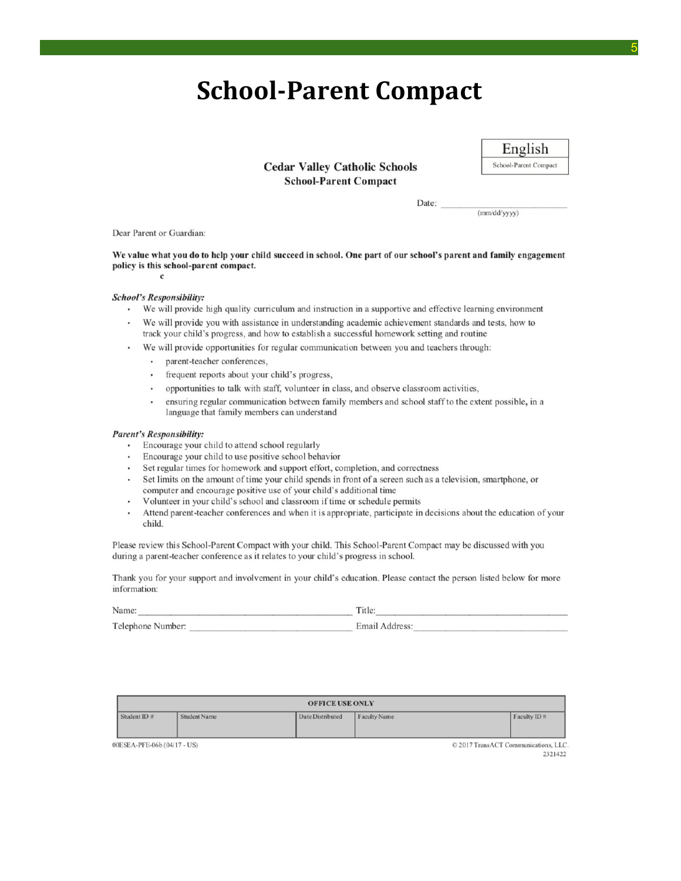# School-Parent Compact

English
School-Parent Compact

**Cedar Valley Catholic Schools**
**School-Parent Compact**

Date: ______________________
(mm/dd/yyyy)

Dear Parent or Guardian:

**We value what you do to help your child succeed in school. One part of our school's parent and family engagement policy is this school-parent compact.**
**c**

***School's Responsibility:***

- We will provide high quality curriculum and instruction in a supportive and effective learning environment
- We will provide you with assistance in understanding academic achievement standards and tests, how to track your child's progress, and how to establish a successful homework setting and routine
- We will provide opportunities for regular communication between you and teachers through:
  - parent-teacher conferences,
  - frequent reports about your child's progress,
  - opportunities to talk with staff, volunteer in class, and observe classroom activities,
  - ensuring regular communication between family members and school staff to the extent possible, in a language that family members can understand

***Parent's Responsibility:***

- Encourage your child to attend school regularly
- Encourage your child to use positive school behavior
- Set regular times for homework and support effort, completion, and correctness
- Set limits on the amount of time your child spends in front of a screen such as a television, smartphone, or computer and encourage positive use of your child's additional time
- Volunteer in your child's school and classroom if time or schedule permits
- Attend parent-teacher conferences and when it is appropriate, participate in decisions about the education of your child.

Please review this School-Parent Compact with your child. This School-Parent Compact may be discussed with you during a parent-teacher conference as it relates to your child's progress in school.

Thank you for your support and involvement in your child's education. Please contact the person listed below for more information:

Name: ______________________________ Title: ______________________________

Telephone Number: ______________________________ Email Address: ______________________________

| OFFICE USE ONLY | | | | |
|---|---|---|---|---|
| Student ID # | Student Name | Date Distributed | Faculty Name | Faculty ID # |
| | | | | |

00ESEA-PFE-06b (04/17 - US)

© 2017 TransACT Communications, LLC.
2321422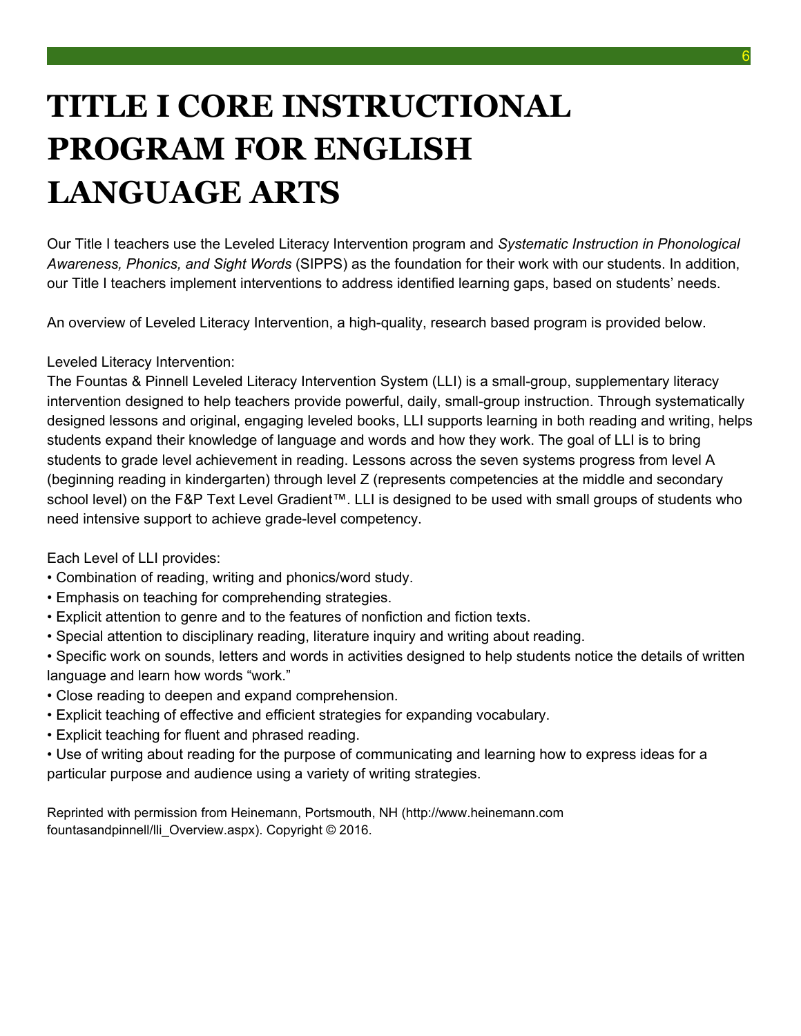# TITLE I CORE INSTRUCTIONAL PROGRAM FOR ENGLISH LANGUAGE ARTS

Our Title I teachers use the Leveled Literacy Intervention program and *Systematic Instruction in Phonological Awareness, Phonics, and Sight Words* (SIPPS) as the foundation for their work with our students. In addition, our Title I teachers implement interventions to address identified learning gaps, based on students' needs.

An overview of Leveled Literacy Intervention, a high-quality, research based program is provided below.

Leveled Literacy Intervention:
The Fountas & Pinnell Leveled Literacy Intervention System (LLI) is a small-group, supplementary literacy intervention designed to help teachers provide powerful, daily, small-group instruction. Through systematically designed lessons and original, engaging leveled books, LLI supports learning in both reading and writing, helps students expand their knowledge of language and words and how they work. The goal of LLI is to bring students to grade level achievement in reading. Lessons across the seven systems progress from level A (beginning reading in kindergarten) through level Z (represents competencies at the middle and secondary school level) on the F&P Text Level Gradient™. LLI is designed to be used with small groups of students who need intensive support to achieve grade-level competency.

Each Level of LLI provides:
- Combination of reading, writing and phonics/word study.
- Emphasis on teaching for comprehending strategies.
- Explicit attention to genre and to the features of nonfiction and fiction texts.
- Special attention to disciplinary reading, literature inquiry and writing about reading.
- Specific work on sounds, letters and words in activities designed to help students notice the details of written language and learn how words "work."
- Close reading to deepen and expand comprehension.
- Explicit teaching of effective and efficient strategies for expanding vocabulary.
- Explicit teaching for fluent and phrased reading.
- Use of writing about reading for the purpose of communicating and learning how to express ideas for a particular purpose and audience using a variety of writing strategies.

Reprinted with permission from Heinemann, Portsmouth, NH (http://www.heinemann.com fountasandpinnell/lli_Overview.aspx). Copyright © 2016.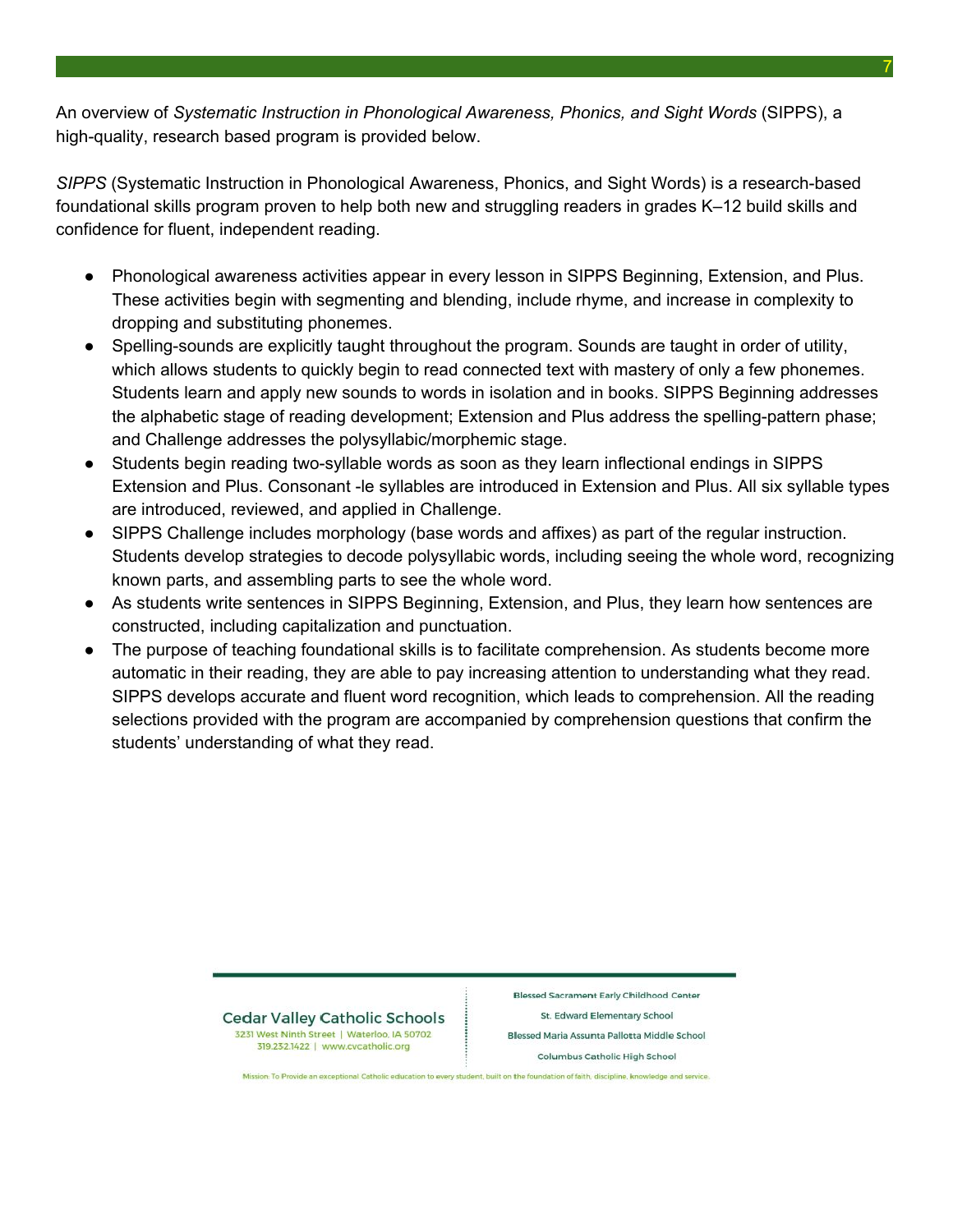An overview of *Systematic Instruction in Phonological Awareness, Phonics, and Sight Words* (SIPPS), a high-quality, research based program is provided below.

*SIPPS* (Systematic Instruction in Phonological Awareness, Phonics, and Sight Words) is a research-based foundational skills program proven to help both new and struggling readers in grades K–12 build skills and confidence for fluent, independent reading.

- Phonological awareness activities appear in every lesson in SIPPS Beginning, Extension, and Plus. These activities begin with segmenting and blending, include rhyme, and increase in complexity to dropping and substituting phonemes.
- Spelling-sounds are explicitly taught throughout the program. Sounds are taught in order of utility, which allows students to quickly begin to read connected text with mastery of only a few phonemes. Students learn and apply new sounds to words in isolation and in books. SIPPS Beginning addresses the alphabetic stage of reading development; Extension and Plus address the spelling-pattern phase; and Challenge addresses the polysyllabic/morphemic stage.
- Students begin reading two-syllable words as soon as they learn inflectional endings in SIPPS Extension and Plus. Consonant -le syllables are introduced in Extension and Plus. All six syllable types are introduced, reviewed, and applied in Challenge.
- SIPPS Challenge includes morphology (base words and affixes) as part of the regular instruction. Students develop strategies to decode polysyllabic words, including seeing the whole word, recognizing known parts, and assembling parts to see the whole word.
- As students write sentences in SIPPS Beginning, Extension, and Plus, they learn how sentences are constructed, including capitalization and punctuation.
- The purpose of teaching foundational skills is to facilitate comprehension. As students become more automatic in their reading, they are able to pay increasing attention to understanding what they read. SIPPS develops accurate and fluent word recognition, which leads to comprehension. All the reading selections provided with the program are accompanied by comprehension questions that confirm the students' understanding of what they read.